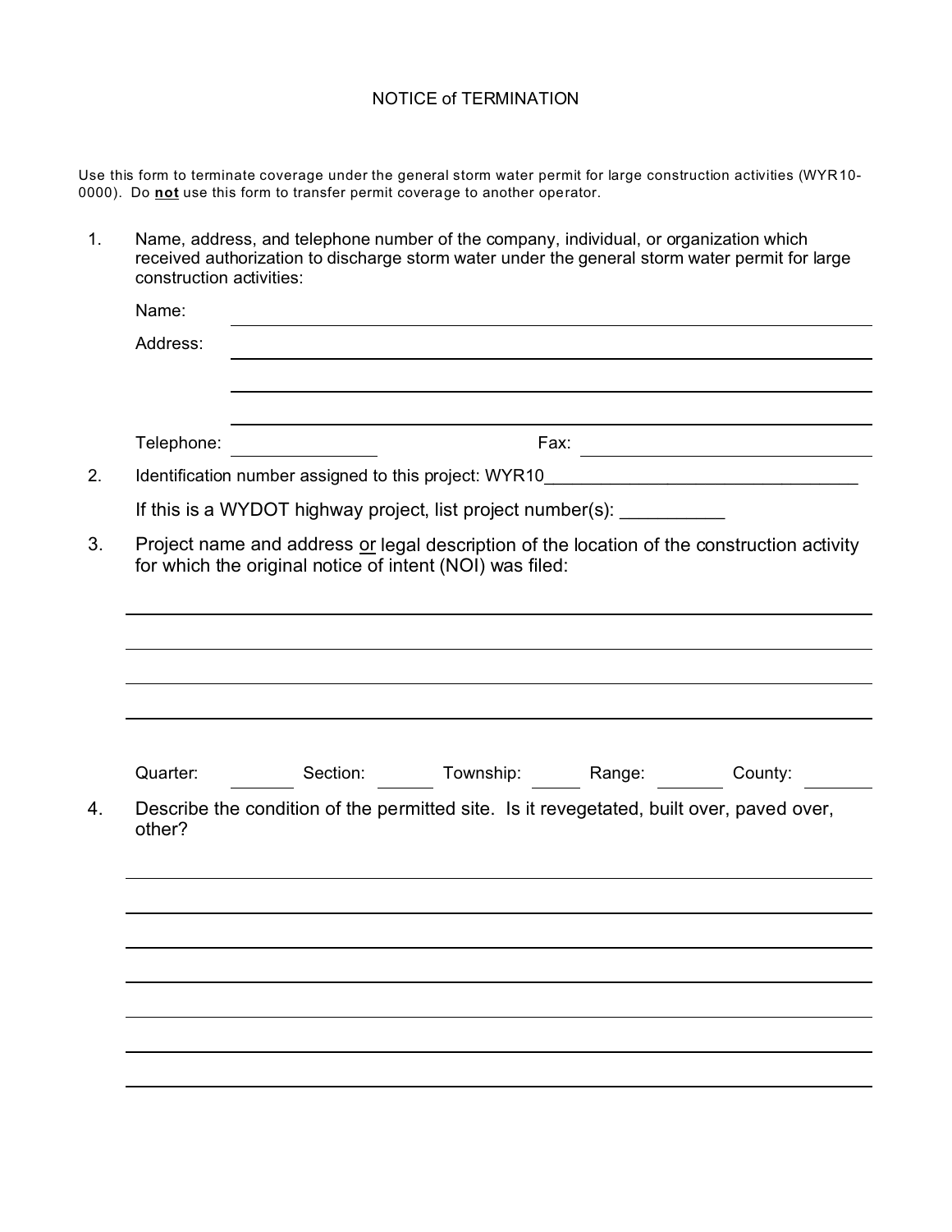# NOTICE of TERMINATION

Use this form to terminate coverage under the general storm water permit for large construction activities (WYR10-0000). Do **not** use this form to transfer permit coverage to another operator.

1. Name, address, and telephone number of the company, individual, or organization which received authorization to discharge storm water under the general storm water permit for large construction activities:

   Name: ______________________________________________

   Address: ______________________________________________

   ______________________________________________

   ______________________________________________

   Telephone: ________________ Fax: ________________

2. Identification number assigned to this project: WYR10_________________________________

   If this is a WYDOT highway project, list project number(s): __________

3. Project name and address or legal description of the location of the construction activity for which the original notice of intent (NOI) was filed:

   ______________________________________________

   ______________________________________________

   ______________________________________________

   ______________________________________________

   Quarter: ________ Section: ________ Township: ________ Range: ________ County: ________

4. Describe the condition of the permitted site. Is it revegetated, built over, paved over, other?

   ______________________________________________

   ______________________________________________

   ______________________________________________

   ______________________________________________

   ______________________________________________

   ______________________________________________

   ______________________________________________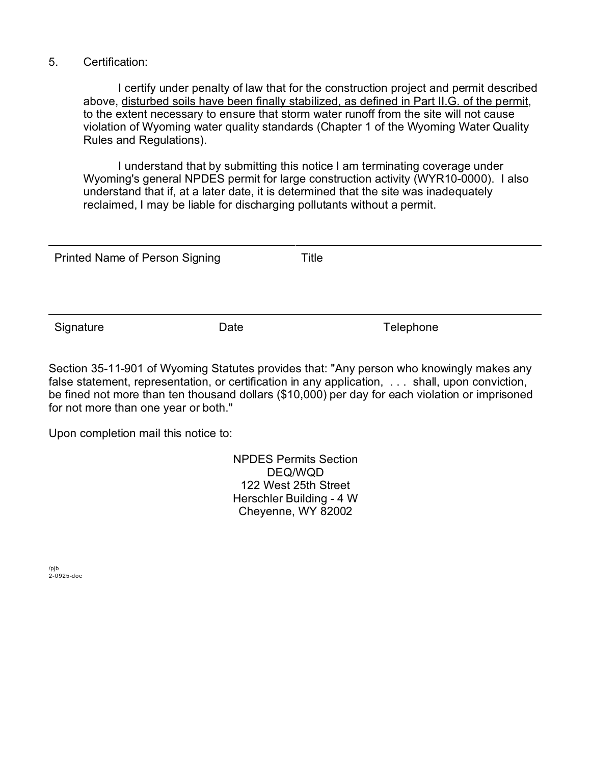5. Certification:

I certify under penalty of law that for the construction project and permit described above, <u>disturbed soils have been finally stabilized, as defined in Part II.G. of the permit</u>, to the extent necessary to ensure that storm water runoff from the site will not cause violation of Wyoming water quality standards (Chapter 1 of the Wyoming Water Quality Rules and Regulations).

I understand that by submitting this notice I am terminating coverage under Wyoming's general NPDES permit for large construction activity (WYR10-0000). I also understand that if, at a later date, it is determined that the site was inadequately reclaimed, I may be liable for discharging pollutants without a permit.

\_\_\_\_\_\_\_\_\_\_\_\_\_\_\_\_\_\_\_\_\_\_\_\_\_\_\_\_\_\_\_\_\_\_\_\_\_\_\_\_\_\_\_\_\_\_\_\_\_\_\_\_\_\_\_\_\_\_\_\_\_\_\_\_\_\_\_\_\_\_\_\_\_\_\_\_

Printed Name of Person Signing                    Title

\_\_\_\_\_\_\_\_\_\_\_\_\_\_\_\_\_\_\_\_\_\_\_\_\_\_\_\_\_\_\_\_\_\_\_\_\_\_\_\_\_\_\_\_\_\_\_\_\_\_\_\_\_\_\_\_\_\_\_\_\_\_\_\_\_\_\_\_\_\_\_\_\_\_\_\_

Signature                    Date                    Telephone

Section 35-11-901 of Wyoming Statutes provides that: "Any person who knowingly makes any false statement, representation, or certification in any application, . . . shall, upon conviction, be fined not more than ten thousand dollars ($10,000) per day for each violation or imprisoned for not more than one year or both."

Upon completion mail this notice to:

NPDES Permits Section
DEQ/WQD
122 West 25th Street
Herschler Building - 4 W
Cheyenne, WY 82002

/pjb
2-0925-doc